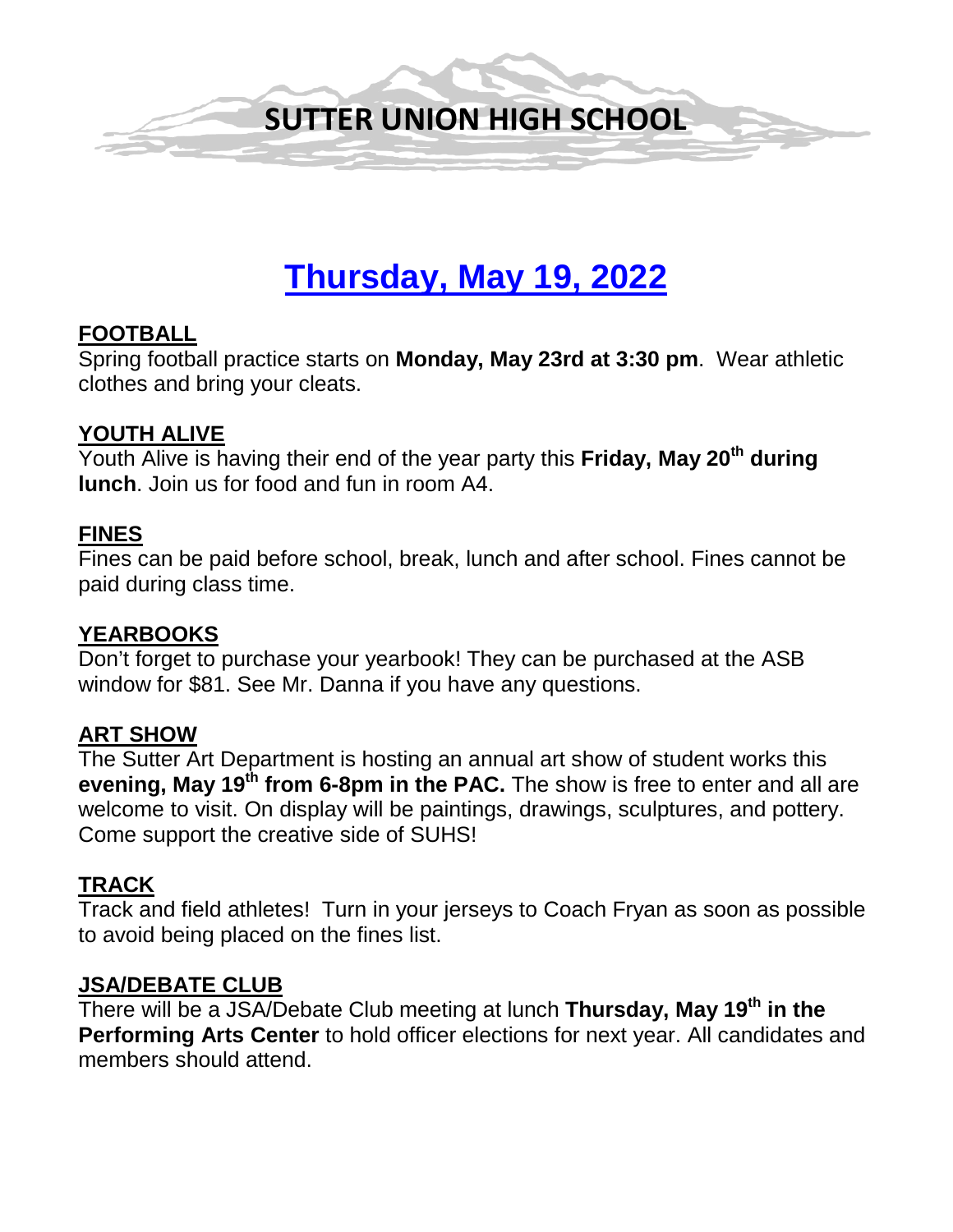# SUTTER UNION HIGH SCHOOL

## Thursday, May 19, 2022

### FOOTBALL

Spring football practice starts on **Monday, May 23rd at 3:30 pm**. Wear athletic clothes and bring your cleats.

### YOUTH ALIVE

Youth Alive is having their end of the year party this **Friday, May 20th during lunch**. Join us for food and fun in room A4.

### FINES

Fines can be paid before school, break, lunch and after school. Fines cannot be paid during class time.

### YEARBOOKS

Don't forget to purchase your yearbook! They can be purchased at the ASB window for $81. See Mr. Danna if you have any questions.

### ART SHOW

The Sutter Art Department is hosting an annual art show of student works this **evening, May 19th from 6-8pm in the PAC.** The show is free to enter and all are welcome to visit. On display will be paintings, drawings, sculptures, and pottery. Come support the creative side of SUHS!

### TRACK

Track and field athletes! Turn in your jerseys to Coach Fryan as soon as possible to avoid being placed on the fines list.

### JSA/DEBATE CLUB

There will be a JSA/Debate Club meeting at lunch **Thursday, May 19th in the Performing Arts Center** to hold officer elections for next year. All candidates and members should attend.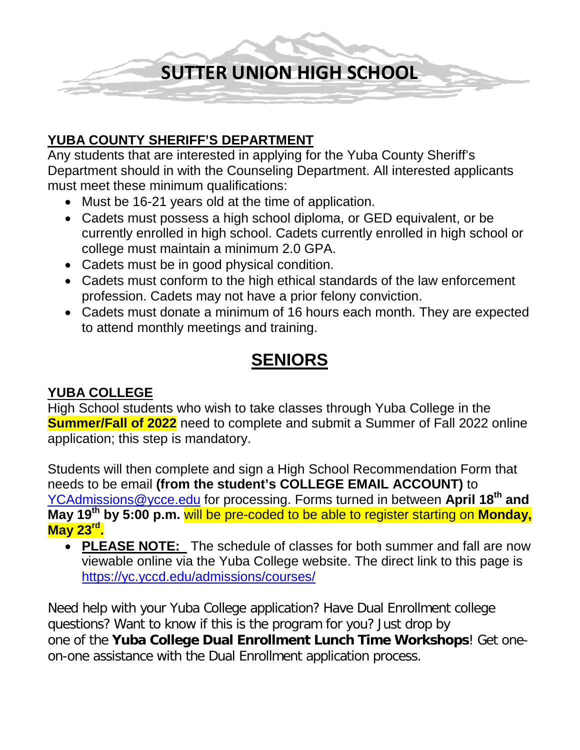# SUTTER UNION HIGH SCHOOL

**YUBA COUNTY SHERIFF'S DEPARTMENT**

Any students that are interested in applying for the Yuba County Sheriff's Department should in with the Counseling Department. All interested applicants must meet these minimum qualifications:

- Must be 16-21 years old at the time of application.
- Cadets must possess a high school diploma, or GED equivalent, or be currently enrolled in high school. Cadets currently enrolled in high school or college must maintain a minimum 2.0 GPA.
- Cadets must be in good physical condition.
- Cadets must conform to the high ethical standards of the law enforcement profession. Cadets may not have a prior felony conviction.
- Cadets must donate a minimum of 16 hours each month. They are expected to attend monthly meetings and training.

## SENIORS

**YUBA COLLEGE**

High School students who wish to take classes through Yuba College in the **Summer/Fall of 2022** need to complete and submit a Summer of Fall 2022 online application; this step is mandatory.

Students will then complete and sign a High School Recommendation Form that needs to be email **(from the student's COLLEGE EMAIL ACCOUNT)** to YCAdmissions@ycce.edu for processing. Forms turned in between **April 18th and May 19th by 5:00 p.m.** will be pre-coded to be able to register starting on **Monday, May 23rd.**

- **PLEASE NOTE:** The schedule of classes for both summer and fall are now viewable online via the Yuba College website. The direct link to this page is https://yc.yccd.edu/admissions/courses/

Need help with your Yuba College application? Have Dual Enrollment college questions? Want to know if this is the program for you? Just drop by one of the **Yuba College Dual Enrollment Lunch Time Workshops**! Get one-on-one assistance with the Dual Enrollment application process.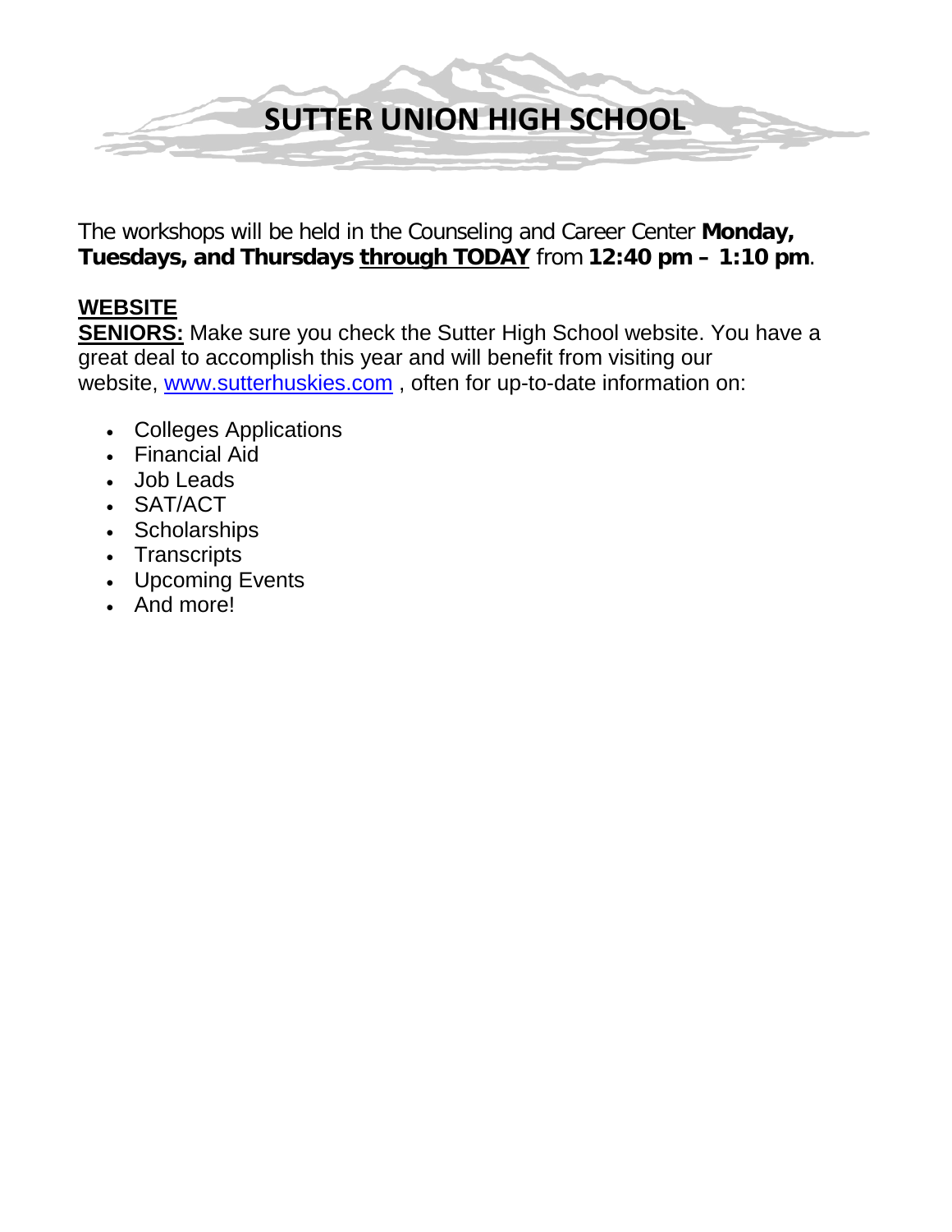# SUTTER UNION HIGH SCHOOL

The workshops will be held in the Counseling and Career Center **Monday, Tuesdays, and Thursdays <u>through TODAY</u>** from **12:40 pm – 1:10 pm**.

**<u>WEBSITE</u>**

**<u>SENIORS:</u>** Make sure you check the Sutter High School website. You have a great deal to accomplish this year and will benefit from visiting our website, [www.sutterhuskies.com](http://www.sutterhuskies.com) , often for up-to-date information on:

- Colleges Applications
- Financial Aid
- Job Leads
- SAT/ACT
- Scholarships
- Transcripts
- Upcoming Events
- And more!